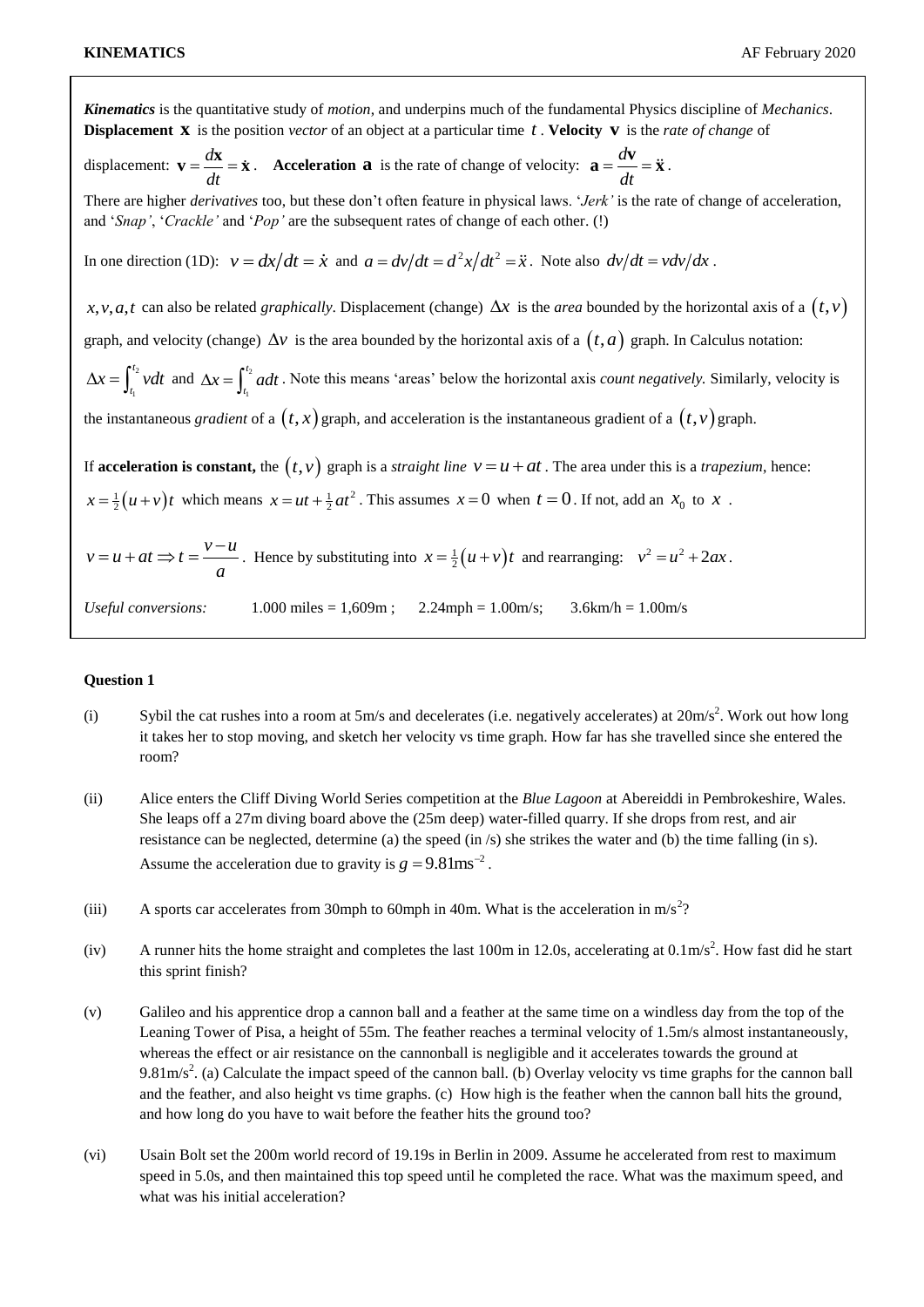*Kinematics* is the quantitative study of *motion*, and underpins much of the fundamental Physics discipline of *Mechanics*. **Displacement** $\mathbf{x}$ is the position *vector* of an object at a particular time $t$. **Velocity** $\mathbf{v}$ is the *rate of change* of displacement: $\mathbf{v} = \frac{d\mathbf{x}}{dt} = \dot{\mathbf{x}}$. **Acceleration** $\mathbf{a}$ is the rate of change of velocity: $\mathbf{a} = \frac{d\mathbf{v}}{dt} = \ddot{\mathbf{x}}$.

There are higher *derivatives* too, but these don't often feature in physical laws. '*Jerk*' is the rate of change of acceleration, and '*Snap*', '*Crackle*' and '*Pop*' are the subsequent rates of change of each other. (!)

In one direction (1D): $v = dx/dt = \dot{x}$ and $a = dv/dt = d^2x/dt^2 = \ddot{x}$. Note also $dv/dt = vdv/dx$.

$x, v, a, t$ can also be related *graphically*. Displacement (change) $\Delta x$ is the *area* bounded by the horizontal axis of a $(t, v)$ graph, and velocity (change) $\Delta v$ is the area bounded by the horizontal axis of a $(t, a)$ graph. In Calculus notation: $\Delta x = \int_{t_1}^{t_2} v dt$ and $\Delta x = \int_{t_1}^{t_2} a dt$. Note this means 'areas' below the horizontal axis *count negatively*. Similarly, velocity is the instantaneous *gradient* of a $(t, x)$ graph, and acceleration is the instantaneous gradient of a $(t, v)$ graph.

If **acceleration is constant,** the $(t, v)$ graph is a *straight line* $v = u + at$. The area under this is a *trapezium*, hence: $x = \frac{1}{2}(u+v)t$ which means $x = ut + \frac{1}{2}at^2$. This assumes $x = 0$ when $t = 0$. If not, add an $x_0$ to $x$.

$v = u + at \Rightarrow t = \frac{v-u}{a}$. Hence by substituting into $x = \frac{1}{2}(u+v)t$ and rearranging: $v^2 = u^2 + 2ax$.

*Useful conversions:* 1.000 miles = 1,609m ; 2.24mph = 1.00m/s; 3.6km/h = 1.00m/s

### Question 1

(i) Sybil the cat rushes into a room at 5m/s and decelerates (i.e. negatively accelerates) at $20\text{m/s}^2$. Work out how long it takes her to stop moving, and sketch her velocity vs time graph. How far has she travelled since she entered the room?

(ii) Alice enters the Cliff Diving World Series competition at the *Blue Lagoon* at Abereiddi in Pembrokeshire, Wales. She leaps off a 27m diving board above the (25m deep) water-filled quarry. If she drops from rest, and air resistance can be neglected, determine (a) the speed (in /s) she strikes the water and (b) the time falling (in s). Assume the acceleration due to gravity is $g = 9.81\text{ms}^{-2}$.

(iii) A sports car accelerates from 30mph to 60mph in 40m. What is the acceleration in $\text{m/s}^2$?

(iv) A runner hits the home straight and completes the last 100m in 12.0s, accelerating at $0.1\text{m/s}^2$. How fast did he start this sprint finish?

(v) Galileo and his apprentice drop a cannon ball and a feather at the same time on a windless day from the top of the Leaning Tower of Pisa, a height of 55m. The feather reaches a terminal velocity of 1.5m/s almost instantaneously, whereas the effect or air resistance on the cannonball is negligible and it accelerates towards the ground at $9.81\text{m/s}^2$. (a) Calculate the impact speed of the cannon ball. (b) Overlay velocity vs time graphs for the cannon ball and the feather, and also height vs time graphs. (c) How high is the feather when the cannon ball hits the ground, and how long do you have to wait before the feather hits the ground too?

(vi) Usain Bolt set the 200m world record of 19.19s in Berlin in 2009. Assume he accelerated from rest to maximum speed in 5.0s, and then maintained this top speed until he completed the race. What was the maximum speed, and what was his initial acceleration?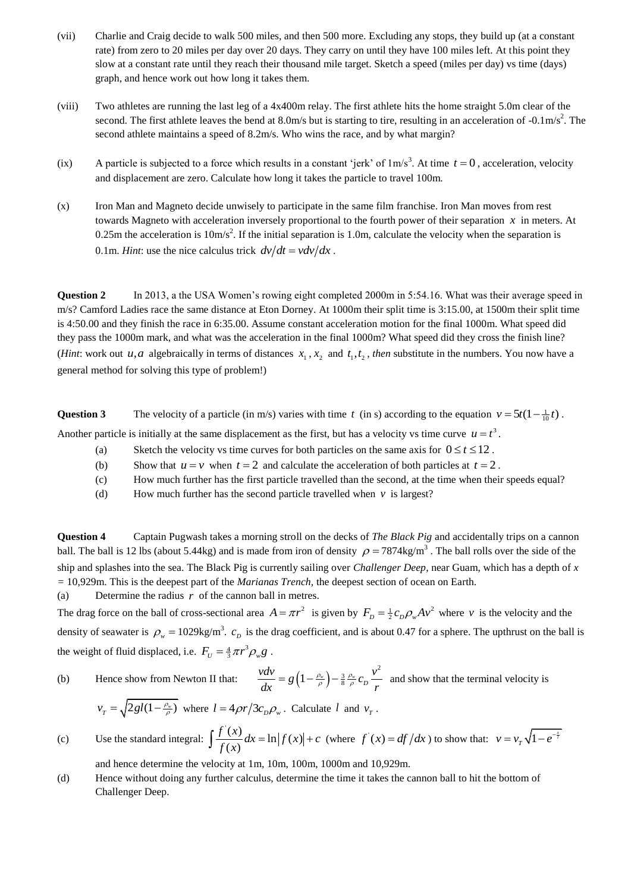(vii) Charlie and Craig decide to walk 500 miles, and then 500 more. Excluding any stops, they build up (at a constant rate) from zero to 20 miles per day over 20 days. They carry on until they have 100 miles left. At this point they slow at a constant rate until they reach their thousand mile target. Sketch a speed (miles per day) vs time (days) graph, and hence work out how long it takes them.

(viii) Two athletes are running the last leg of a 4x400m relay. The first athlete hits the home straight 5.0m clear of the second. The first athlete leaves the bend at 8.0m/s but is starting to tire, resulting in an acceleration of -0.1m/s$^2$. The second athlete maintains a speed of 8.2m/s. Who wins the race, and by what margin?

(ix) A particle is subjected to a force which results in a constant 'jerk' of 1m/s$^3$. At time $t = 0$, acceleration, velocity and displacement are zero. Calculate how long it takes the particle to travel 100m.

(x) Iron Man and Magneto decide unwisely to participate in the same film franchise. Iron Man moves from rest towards Magneto with acceleration inversely proportional to the fourth power of their separation $x$ in meters. At 0.25m the acceleration is 10m/s$^2$. If the initial separation is 1.0m, calculate the velocity when the separation is 0.1m. *Hint*: use the nice calculus trick $dv/dt = vdv/dx$.

**Question 2** In 2013, a the USA Women's rowing eight completed 2000m in 5:54.16. What was their average speed in m/s? Camford Ladies race the same distance at Eton Dorney. At 1000m their split time is 3:15.00, at 1500m their split time is 4:50.00 and they finish the race in 6:35.00. Assume constant acceleration motion for the final 1000m. What speed did they pass the 1000m mark, and what was the acceleration in the final 1000m? What speed did they cross the finish line? (*Hint*: work out $u, a$ algebraically in terms of distances $x_1, x_2$ and $t_1, t_2$, *then* substitute in the numbers. You now have a general method for solving this type of problem!)

**Question 3** The velocity of a particle (in m/s) varies with time $t$ (in s) according to the equation $v = 5t(1 - \frac{1}{10}t)$. Another particle is initially at the same displacement as the first, but has a velocity vs time curve $u = t^3$.

(a) Sketch the velocity vs time curves for both particles on the same axis for $0 \le t \le 12$.

(b) Show that $u = v$ when $t = 2$ and calculate the acceleration of both particles at $t = 2$.

(c) How much further has the first particle travelled than the second, at the time when their speeds equal?

(d) How much further has the second particle travelled when $v$ is largest?

**Question 4** Captain Pugwash takes a morning stroll on the decks of *The Black Pig* and accidentally trips on a cannon ball. The ball is 12 lbs (about 5.44kg) and is made from iron of density $\rho = 7874\text{kg/m}^3$. The ball rolls over the side of the ship and splashes into the sea. The Black Pig is currently sailing over *Challenger Deep*, near Guam, which has a depth of $x$ = 10,929m. This is the deepest part of the *Marianas Trench*, the deepest section of ocean on Earth.

(a) Determine the radius $r$ of the cannon ball in metres.

The drag force on the ball of cross-sectional area $A = \pi r^2$ is given by $F_D = \frac{1}{2} c_D \rho_w A v^2$ where $v$ is the velocity and the density of seawater is $\rho_w = 1029\text{kg/m}^3$. $c_D$ is the drag coefficient, and is about 0.47 for a sphere. The upthrust on the ball is the weight of fluid displaced, i.e. $F_U = \frac{4}{3}\pi r^3 \rho_w g$.

(b) Hence show from Newton II that: $\dfrac{vdv}{dx} = g\left(1 - \frac{\rho_w}{\rho}\right) - \frac{3}{8}\frac{\rho_w}{\rho} c_D \dfrac{v^2}{r}$ and show that the terminal velocity is $v_T = \sqrt{2gl(1 - \frac{\rho_w}{\rho})}$ where $l = 4\rho r / 3 c_D \rho_w$. Calculate $l$ and $v_T$.

(c) Use the standard integral: $\displaystyle\int \frac{f'(x)}{f(x)} dx = \ln|f(x)| + c$ (where $f'(x) = df/dx$) to show that: $v = v_T\sqrt{1 - e^{-\frac{x}{l}}}$ and hence determine the velocity at 1m, 10m, 100m, 1000m and 10,929m.

(d) Hence without doing any further calculus, determine the time it takes the cannon ball to hit the bottom of Challenger Deep.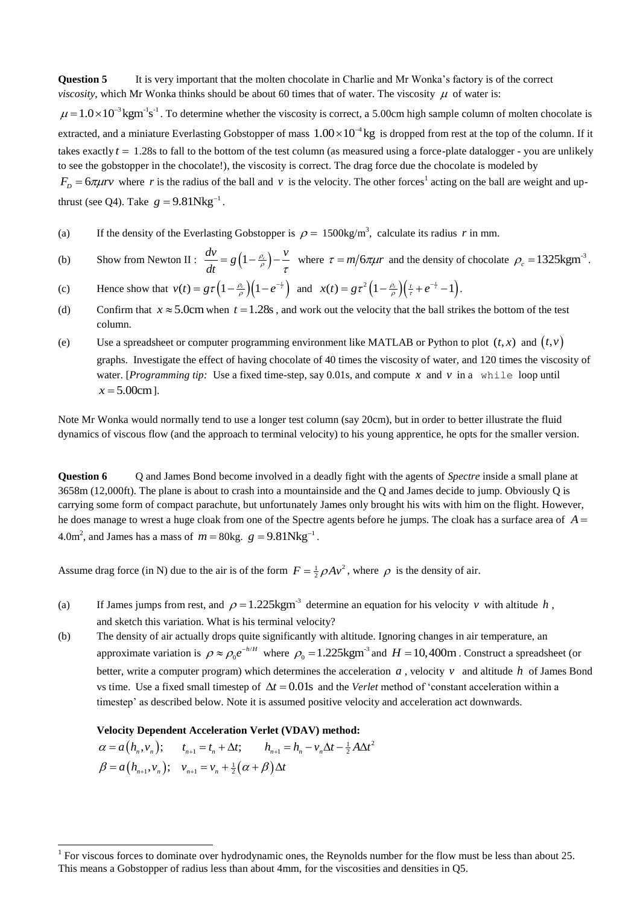**Question 5** It is very important that the molten chocolate in Charlie and Mr Wonka's factory is of the correct *viscosity*, which Mr Wonka thinks should be about 60 times that of water. The viscosity $\mu$ of water is: $\mu = 1.0 \times 10^{-3}\,\text{kgm}^{-1}\text{s}^{-1}$. To determine whether the viscosity is correct, a 5.00cm high sample column of molten chocolate is extracted, and a miniature Everlasting Gobstopper of mass $1.00 \times 10^{-4}\,\text{kg}$ is dropped from rest at the top of the column. If it takes exactly $t =$ 1.28s to fall to the bottom of the test column (as measured using a force-plate datalogger - you are unlikely to see the gobstopper in the chocolate!), the viscosity is correct. The drag force due the chocolate is modeled by $F_D = 6\pi\mu r v$ where $r$ is the radius of the ball and $v$ is the velocity. The other forces[1] acting on the ball are weight and up-thrust (see Q4). Take $g = 9.81\text{Nkg}^{-1}$.

(a) If the density of the Everlasting Gobstopper is $\rho =$ 1500kg/m$^3$, calculate its radius $r$ in mm.

(b) Show from Newton II : $\dfrac{dv}{dt} = g\left(1 - \frac{\rho_c}{\rho}\right) - \dfrac{v}{\tau}$ where $\tau = m/6\pi\mu r$ and the density of chocolate $\rho_c = 1325\text{kgm}^{-3}$.

(c) Hence show that $v(t) = g\tau\left(1 - \frac{\rho_c}{\rho}\right)\left(1 - e^{-\frac{t}{\tau}}\right)$ and $x(t) = g\tau^2\left(1 - \frac{\rho_c}{\rho}\right)\left(\frac{t}{\tau} + e^{-\frac{t}{\tau}} - 1\right)$.

(d) Confirm that $x \approx 5.0\text{cm}$ when $t = 1.28\text{s}$, and work out the velocity that the ball strikes the bottom of the test column.

(e) Use a spreadsheet or computer programming environment like MATLAB or Python to plot $(t, x)$ and $(t, v)$ graphs. Investigate the effect of having chocolate of 40 times the viscosity of water, and 120 times the viscosity of water. [*Programming tip:* Use a fixed time-step, say 0.01s, and compute $x$ and $v$ in a `while` loop until $x = 5.00\text{cm}$].

Note Mr Wonka would normally tend to use a longer test column (say 20cm), but in order to better illustrate the fluid dynamics of viscous flow (and the approach to terminal velocity) to his young apprentice, he opts for the smaller version.

**Question 6** Q and James Bond become involved in a deadly fight with the agents of *Spectre* inside a small plane at 3658m (12,000ft). The plane is about to crash into a mountainside and the Q and James decide to jump. Obviously Q is carrying some form of compact parachute, but unfortunately James only brought his wits with him on the flight. However, he does manage to wrest a huge cloak from one of the Spectre agents before he jumps. The cloak has a surface area of $A =$ 4.0m$^2$, and James has a mass of $m = 80\text{kg}$. $g = 9.81\text{Nkg}^{-1}$.

Assume drag force (in N) due to the air is of the form $F = \frac{1}{2}\rho A v^2$, where $\rho$ is the density of air.

(a) If James jumps from rest, and $\rho = 1.225\text{kgm}^{-3}$ determine an equation for his velocity $v$ with altitude $h$, and sketch this variation. What is his terminal velocity?

(b) The density of air actually drops quite significantly with altitude. Ignoring changes in air temperature, an approximate variation is $\rho \approx \rho_0 e^{-h/H}$ where $\rho_0 = 1.225\text{kgm}^{-3}$ and $H = 10{,}400\text{m}$. Construct a spreadsheet (or better, write a computer program) which determines the acceleration $a$, velocity $v$ and altitude $h$ of James Bond vs time. Use a fixed small timestep of $\Delta t = 0.01\text{s}$ and the *Verlet* method of 'constant acceleration within a timestep' as described below. Note it is assumed positive velocity and acceleration act downwards.

**Velocity Dependent Acceleration Verlet (VDAV) method:**

$$\alpha = a(h_n, v_n); \quad t_{n+1} = t_n + \Delta t; \quad h_{n+1} = h_n - v_n \Delta t - \tfrac{1}{2} A \Delta t^2$$

$$\beta = a(h_{n+1}, v_n); \quad v_{n+1} = v_n + \tfrac{1}{2}(\alpha + \beta)\Delta t$$

[1] For viscous forces to dominate over hydrodynamic ones, the Reynolds number for the flow must be less than about 25. This means a Gobstopper of radius less than about 4mm, for the viscosities and densities in Q5.